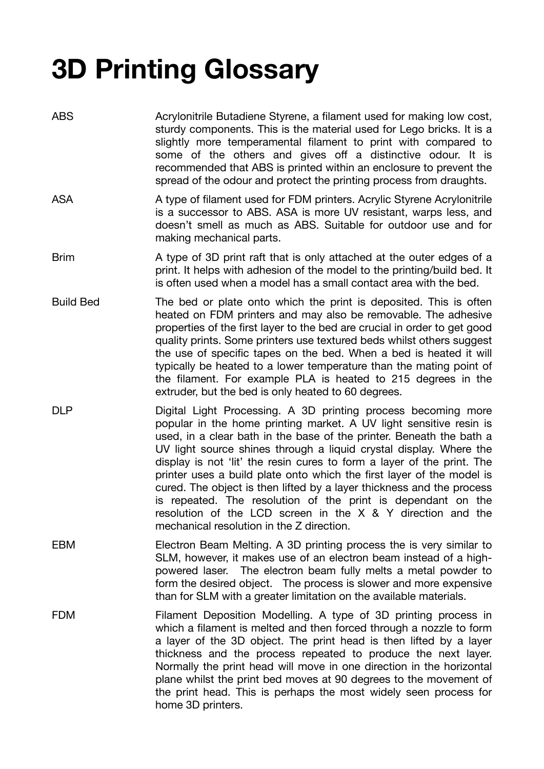# 3D Printing Glossary

| | |
|---|---|
| ABS | Acrylonitrile Butadiene Styrene, a filament used for making low cost, sturdy components. This is the material used for Lego bricks. It is a slightly more temperamental filament to print with compared to some of the others and gives off a distinctive odour. It is recommended that ABS is printed within an enclosure to prevent the spread of the odour and protect the printing process from draughts. |
| ASA | A type of filament used for FDM printers. Acrylic Styrene Acrylonitrile is a successor to ABS. ASA is more UV resistant, warps less, and doesn't smell as much as ABS. Suitable for outdoor use and for making mechanical parts. |
| Brim | A type of 3D print raft that is only attached at the outer edges of a print. It helps with adhesion of the model to the printing/build bed. It is often used when a model has a small contact area with the bed. |
| Build Bed | The bed or plate onto which the print is deposited. This is often heated on FDM printers and may also be removable. The adhesive properties of the first layer to the bed are crucial in order to get good quality prints. Some printers use textured beds whilst others suggest the use of specific tapes on the bed. When a bed is heated it will typically be heated to a lower temperature than the mating point of the filament. For example PLA is heated to 215 degrees in the extruder, but the bed is only heated to 60 degrees. |
| DLP | Digital Light Processing. A 3D printing process becoming more popular in the home printing market. A UV light sensitive resin is used, in a clear bath in the base of the printer. Beneath the bath a UV light source shines through a liquid crystal display. Where the display is not 'lit' the resin cures to form a layer of the print. The printer uses a build plate onto which the first layer of the model is cured. The object is then lifted by a layer thickness and the process is repeated. The resolution of the print is dependant on the resolution of the LCD screen in the X & Y direction and the mechanical resolution in the Z direction. |
| EBM | Electron Beam Melting. A 3D printing process the is very similar to SLM, however, it makes use of an electron beam instead of a high-powered laser. The electron beam fully melts a metal powder to form the desired object. The process is slower and more expensive than for SLM with a greater limitation on the available materials. |
| FDM | Filament Deposition Modelling. A type of 3D printing process in which a filament is melted and then forced through a nozzle to form a layer of the 3D object. The print head is then lifted by a layer thickness and the process repeated to produce the next layer. Normally the print head will move in one direction in the horizontal plane whilst the print bed moves at 90 degrees to the movement of the print head. This is perhaps the most widely seen process for home 3D printers. |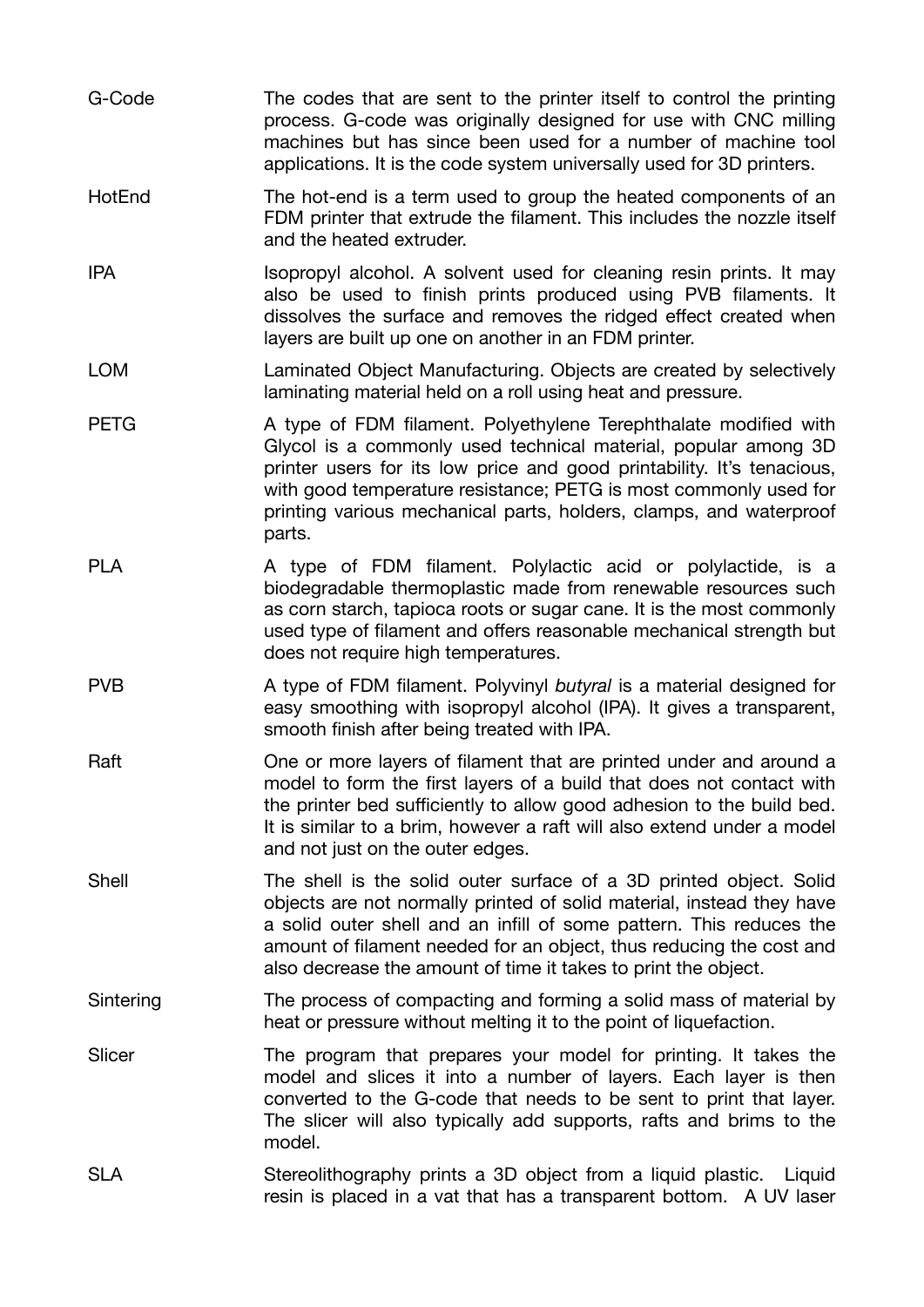| | |
|---|---|
| G-Code | The codes that are sent to the printer itself to control the printing process. G-code was originally designed for use with CNC milling machines but has since been used for a number of machine tool applications. It is the code system universally used for 3D printers. |
| HotEnd | The hot-end is a term used to group the heated components of an FDM printer that extrude the filament. This includes the nozzle itself and the heated extruder. |
| IPA | Isopropyl alcohol. A solvent used for cleaning resin prints. It may also be used to finish prints produced using PVB filaments. It dissolves the surface and removes the ridged effect created when layers are built up one on another in an FDM printer. |
| LOM | Laminated Object Manufacturing. Objects are created by selectively laminating material held on a roll using heat and pressure. |
| PETG | A type of FDM filament. Polyethylene Terephthalate modified with Glycol is a commonly used technical material, popular among 3D printer users for its low price and good printability. It's tenacious, with good temperature resistance; PETG is most commonly used for printing various mechanical parts, holders, clamps, and waterproof parts. |
| PLA | A type of FDM filament. Polylactic acid or polylactide, is a biodegradable thermoplastic made from renewable resources such as corn starch, tapioca roots or sugar cane. It is the most commonly used type of filament and offers reasonable mechanical strength but does not require high temperatures. |
| PVB | A type of FDM filament. Polyvinyl *butyral* is a material designed for easy smoothing with isopropyl alcohol (IPA). It gives a transparent, smooth finish after being treated with IPA. |
| Raft | One or more layers of filament that are printed under and around a model to form the first layers of a build that does not contact with the printer bed sufficiently to allow good adhesion to the build bed. It is similar to a brim, however a raft will also extend under a model and not just on the outer edges. |
| Shell | The shell is the solid outer surface of a 3D printed object. Solid objects are not normally printed of solid material, instead they have a solid outer shell and an infill of some pattern. This reduces the amount of filament needed for an object, thus reducing the cost and also decrease the amount of time it takes to print the object. |
| Sintering | The process of compacting and forming a solid mass of material by heat or pressure without melting it to the point of liquefaction. |
| Slicer | The program that prepares your model for printing. It takes the model and slices it into a number of layers. Each layer is then converted to the G-code that needs to be sent to print that layer. The slicer will also typically add supports, rafts and brims to the model. |
| SLA | Stereolithography prints a 3D object from a liquid plastic. Liquid resin is placed in a vat that has a transparent bottom. A UV laser |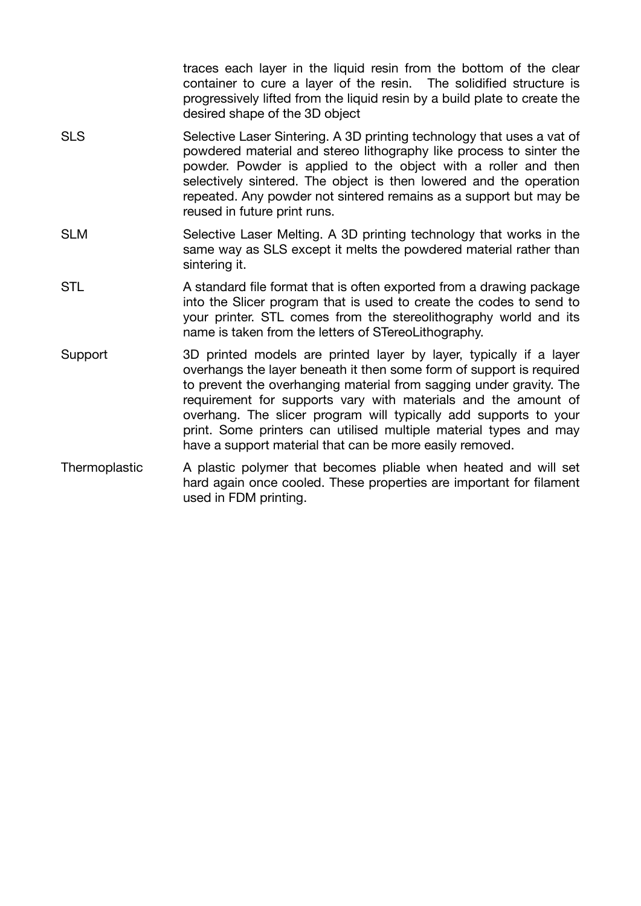| | |
|---|---|
| | traces each layer in the liquid resin from the bottom of the clear container to cure a layer of the resin. The solidified structure is progressively lifted from the liquid resin by a build plate to create the desired shape of the 3D object |
| SLS | Selective Laser Sintering. A 3D printing technology that uses a vat of powdered material and stereo lithography like process to sinter the powder. Powder is applied to the object with a roller and then selectively sintered. The object is then lowered and the operation repeated. Any powder not sintered remains as a support but may be reused in future print runs. |
| SLM | Selective Laser Melting. A 3D printing technology that works in the same way as SLS except it melts the powdered material rather than sintering it. |
| STL | A standard file format that is often exported from a drawing package into the Slicer program that is used to create the codes to send to your printer. STL comes from the stereolithography world and its name is taken from the letters of STereoLithography. |
| Support | 3D printed models are printed layer by layer, typically if a layer overhangs the layer beneath it then some form of support is required to prevent the overhanging material from sagging under gravity. The requirement for supports vary with materials and the amount of overhang. The slicer program will typically add supports to your print. Some printers can utilised multiple material types and may have a support material that can be more easily removed. |
| Thermoplastic | A plastic polymer that becomes pliable when heated and will set hard again once cooled. These properties are important for filament used in FDM printing. |